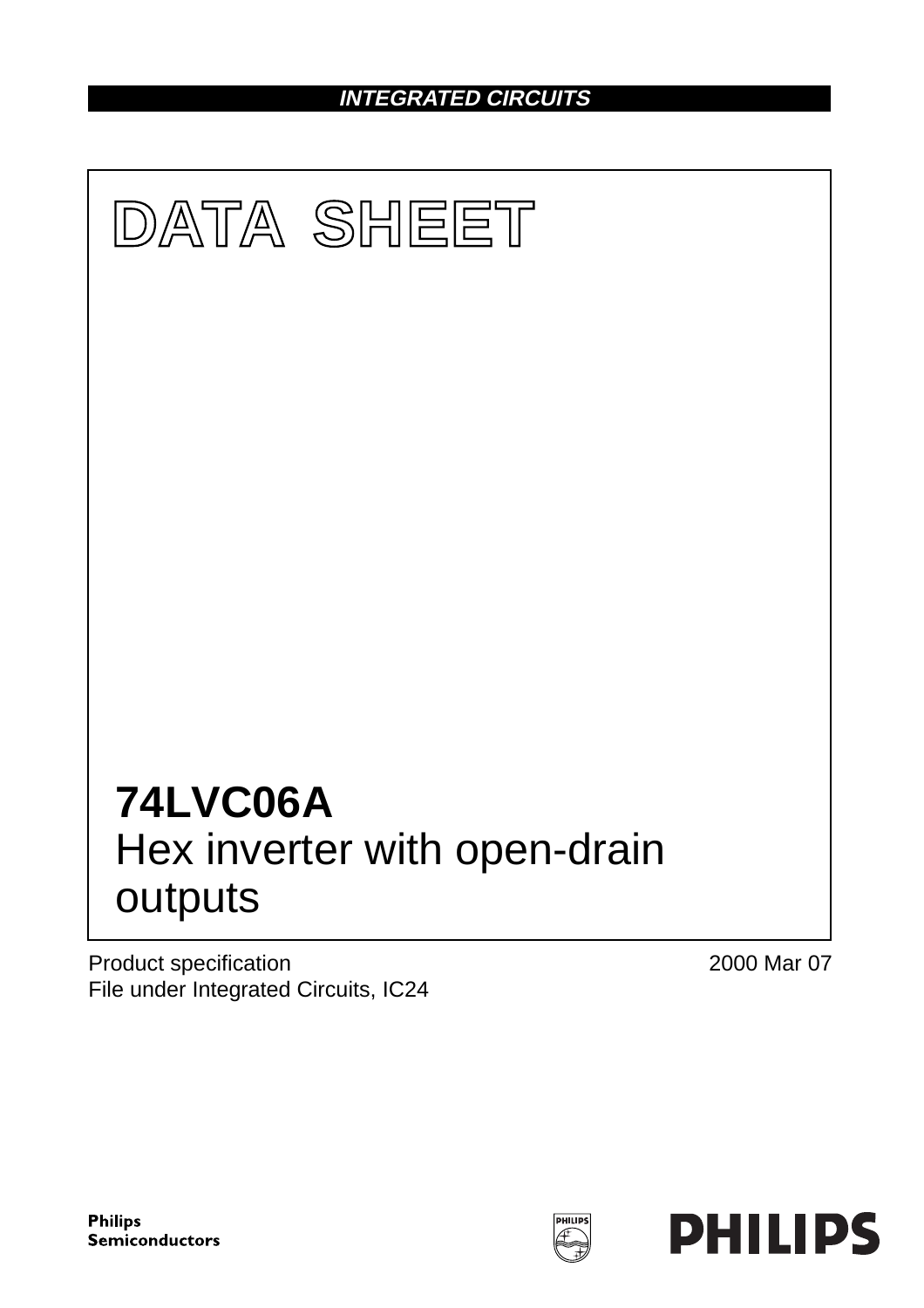INTEGRATED CIRCUITS

# DATA SHEET

# 74LVC06A
Hex inverter with open-drain outputs

Product specification
File under Integrated Circuits, IC24

2000 Mar 07

Philips Semiconductors

PHILIPS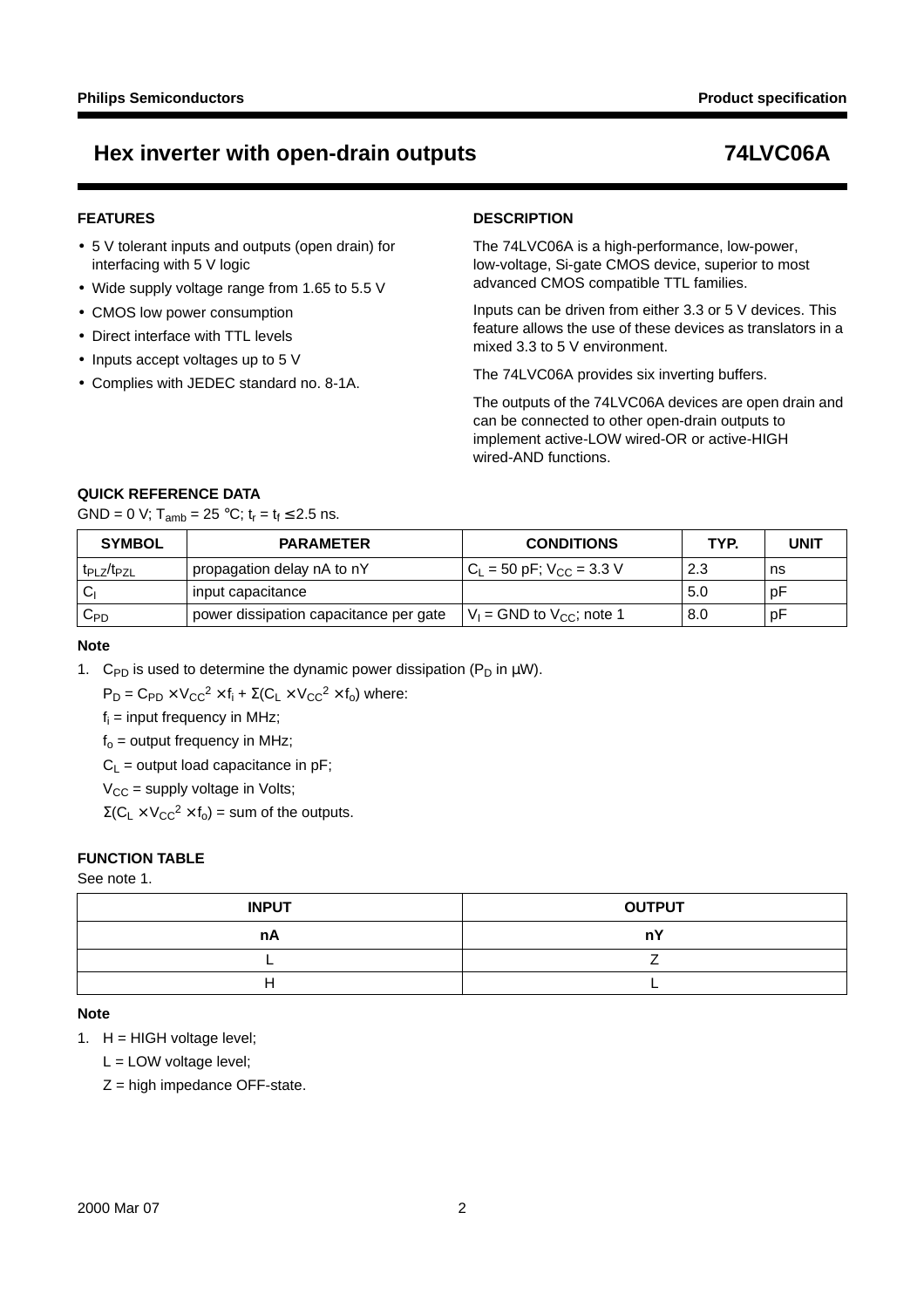# Hex inverter with open-drain outputs — 74LVC06A

## FEATURES

- 5 V tolerant inputs and outputs (open drain) for interfacing with 5 V logic
- Wide supply voltage range from 1.65 to 5.5 V
- CMOS low power consumption
- Direct interface with TTL levels
- Inputs accept voltages up to 5 V
- Complies with JEDEC standard no. 8-1A.

## DESCRIPTION

The 74LVC06A is a high-performance, low-power, low-voltage, Si-gate CMOS device, superior to most advanced CMOS compatible TTL families.

Inputs can be driven from either 3.3 or 5 V devices. This feature allows the use of these devices as translators in a mixed 3.3 to 5 V environment.

The 74LVC06A provides six inverting buffers.

The outputs of the 74LVC06A devices are open drain and can be connected to other open-drain outputs to implement active-LOW wired-OR or active-HIGH wired-AND functions.

## QUICK REFERENCE DATA

GND = 0 V; $T_{amb}$ = 25 °C; $t_r = t_f \leq 2.5$ ns.

| SYMBOL | PARAMETER | CONDITIONS | TYP. | UNIT |
|---|---|---|---|---|
| $t_{PLZ}/t_{PZL}$ | propagation delay nA to nY | $C_L$ = 50 pF; $V_{CC}$ = 3.3 V | 2.3 | ns |
| $C_I$ | input capacitance | | 5.0 | pF |
| $C_{PD}$ | power dissipation capacitance per gate | $V_I$ = GND to $V_{CC}$; note 1 | 8.0 | pF |

### Note

1. $C_{PD}$ is used to determine the dynamic power dissipation ($P_D$ in μW).

   $P_D = C_{PD} \times V_{CC}^2 \times f_i + \Sigma(C_L \times V_{CC}^2 \times f_o)$ where:

   $f_i$ = input frequency in MHz;

   $f_o$ = output frequency in MHz;

   $C_L$ = output load capacitance in pF;

   $V_{CC}$ = supply voltage in Volts;

   $\Sigma(C_L \times V_{CC}^2 \times f_o)$ = sum of the outputs.

## FUNCTION TABLE

See note 1.

| INPUT | OUTPUT |
|---|---|
| **nA** | **nY** |
| L | Z |
| H | L |

### Note

1. H = HIGH voltage level;

   L = LOW voltage level;

   Z = high impedance OFF-state.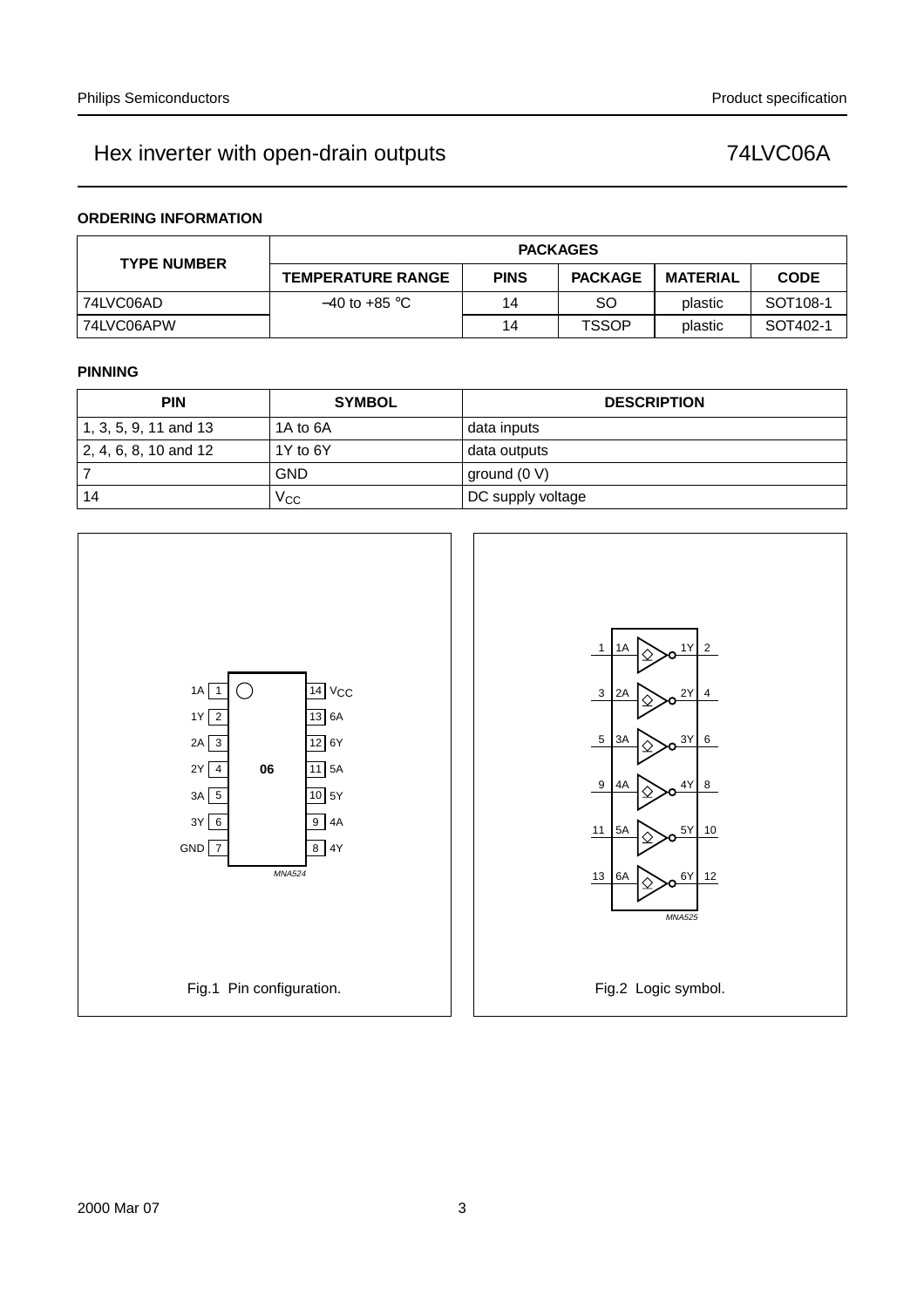## ORDERING INFORMATION

| TYPE NUMBER | PACKAGES | | | | |
|---|---|---|---|---|---|
| | TEMPERATURE RANGE | PINS | PACKAGE | MATERIAL | CODE |
| 74LVC06AD | −40 to +85 °C | 14 | SO | plastic | SOT108-1 |
| 74LVC06APW | | 14 | TSSOP | plastic | SOT402-1 |

## PINNING

| PIN | SYMBOL | DESCRIPTION |
|---|---|---|
| 1, 3, 5, 9, 11 and 13 | 1A to 6A | data inputs |
| 2, 4, 6, 8, 10 and 12 | 1Y to 6Y | data outputs |
| 7 | GND | ground (0 V) |
| 14 | $V_{CC}$ | DC supply voltage |

Fig.1 Pin configuration.

Fig.2 Logic symbol.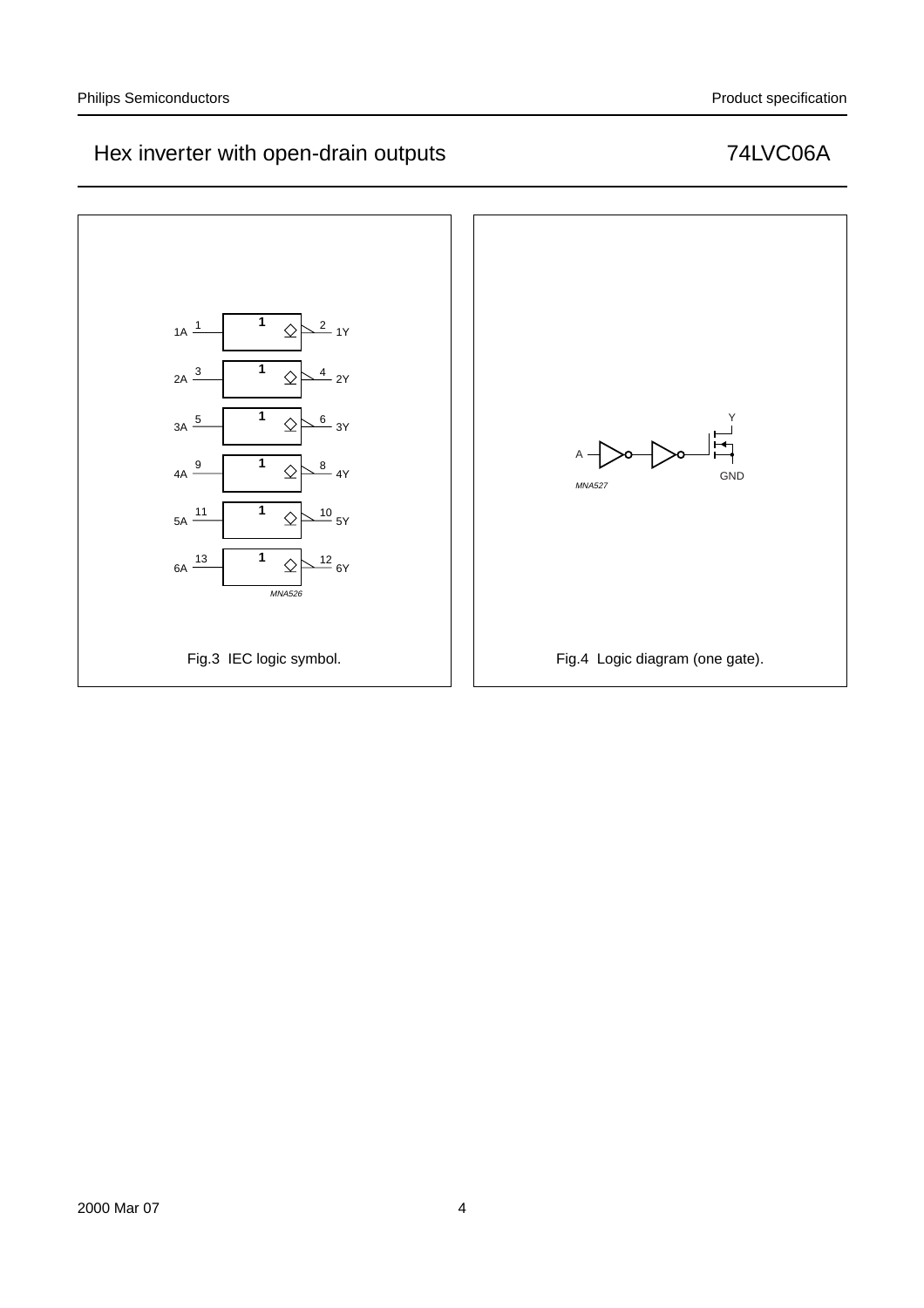1A 1 — 1 — 2 1Y

2A 3 — 1 — 4 2Y

3A 5 — 1 — 6 3Y

4A 9 — 1 — 8 4Y

5A 11 — 1 — 10 5Y

6A 13 — 1 — 12 6Y

MNA526

Fig.3 IEC logic symbol.

A — Y — GND

MNA527

Fig.4 Logic diagram (one gate).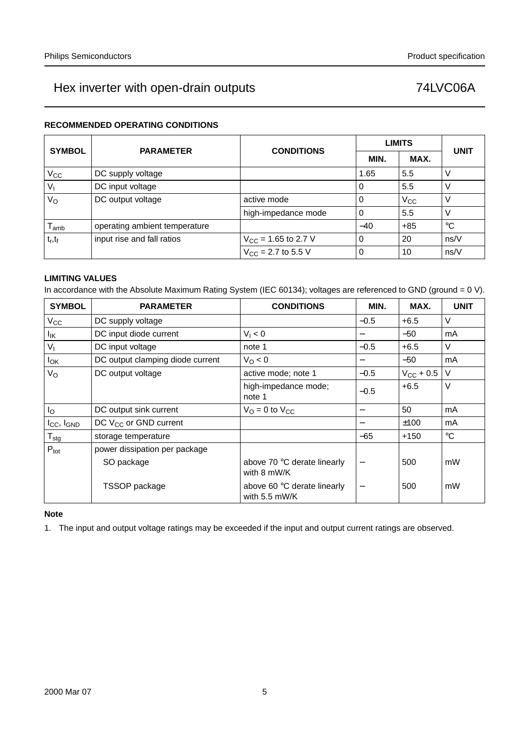### RECOMMENDED OPERATING CONDITIONS

| SYMBOL | PARAMETER | CONDITIONS | LIMITS | | UNIT |
|---|---|---|---|---|---|
| | | | MIN. | MAX. | |
| $V_{CC}$ | DC supply voltage | | 1.65 | 5.5 | V |
| $V_I$ | DC input voltage | | 0 | 5.5 | V |
| $V_O$ | DC output voltage | active mode | 0 | $V_{CC}$ | V |
| | | high-impedance mode | 0 | 5.5 | V |
| $T_{amb}$ | operating ambient temperature | | −40 | +85 | °C |
| $t_r, t_f$ | input rise and fall ratios | $V_{CC}$ = 1.65 to 2.7 V | 0 | 20 | ns/V |
| | | $V_{CC}$ = 2.7 to 5.5 V | 0 | 10 | ns/V |

### LIMITING VALUES

In accordance with the Absolute Maximum Rating System (IEC 60134); voltages are referenced to GND (ground = 0 V).

| SYMBOL | PARAMETER | CONDITIONS | MIN. | MAX. | UNIT |
|---|---|---|---|---|---|
| $V_{CC}$ | DC supply voltage | | −0.5 | +6.5 | V |
| $I_{IK}$ | DC input diode current | $V_I < 0$ | − | −50 | mA |
| $V_I$ | DC input voltage | note 1 | −0.5 | +6.5 | V |
| $I_{OK}$ | DC output clamping diode current | $V_O < 0$ | − | −50 | mA |
| $V_O$ | DC output voltage | active mode; note 1 | −0.5 | $V_{CC}$ + 0.5 | V |
| | | high-impedance mode; note 1 | −0.5 | +6.5 | V |
| $I_O$ | DC output sink current | $V_O$ = 0 to $V_{CC}$ | − | 50 | mA |
| $I_{CC}$, $I_{GND}$ | DC $V_{CC}$ or GND current | | − | ±100 | mA |
| $T_{stg}$ | storage temperature | | −65 | +150 | °C |
| $P_{tot}$ | power dissipation per package | | | | |
| | SO package | above 70 °C derate linearly with 8 mW/K | − | 500 | mW |
| | TSSOP package | above 60 °C derate linearly with 5.5 mW/K | − | 500 | mW |

**Note**

1. The input and output voltage ratings may be exceeded if the input and output current ratings are observed.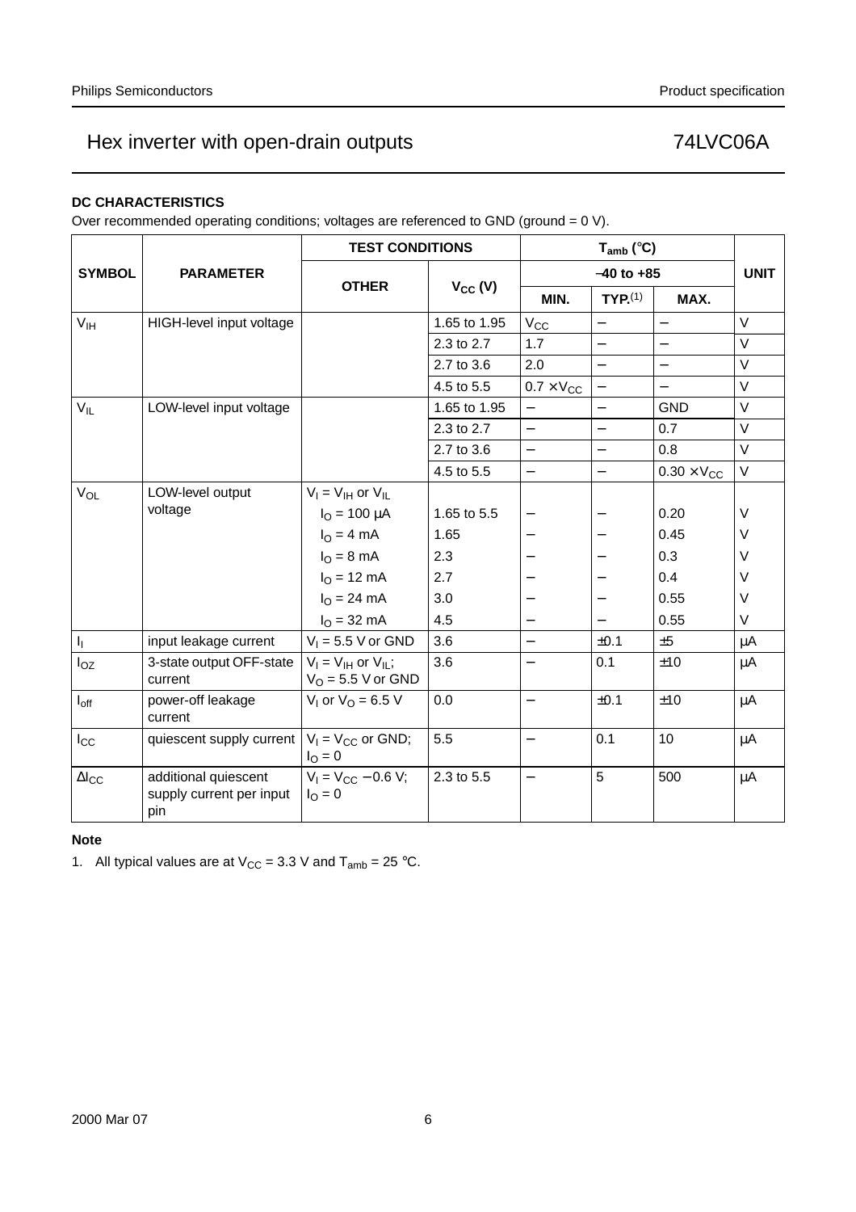### DC CHARACTERISTICS

Over recommended operating conditions; voltages are referenced to GND (ground = 0 V).

| SYMBOL | PARAMETER | TEST CONDITIONS | | $T_{amb}$ (°C) | | | UNIT |
|---|---|---|---|---|---|---|---|
| | | OTHER | $V_{CC}$ (V) | −40 to +85 | | | |
| | | | | MIN. | TYP.[1] | MAX. | |
| $V_{IH}$ | HIGH-level input voltage | | 1.65 to 1.95 | $V_{CC}$ | − | − | V |
| | | | 2.3 to 2.7 | 1.7 | − | − | V |
| | | | 2.7 to 3.6 | 2.0 | − | − | V |
| | | | 4.5 to 5.5 | $0.7 \times V_{CC}$ | − | − | V |
| $V_{IL}$ | LOW-level input voltage | | 1.65 to 1.95 | − | − | GND | V |
| | | | 2.3 to 2.7 | − | − | 0.7 | V |
| | | | 2.7 to 3.6 | − | − | 0.8 | V |
| | | | 4.5 to 5.5 | − | − | $0.30 \times V_{CC}$ | V |
| $V_{OL}$ | LOW-level output voltage | $V_I = V_{IH}$ or $V_{IL}$ | | | | | |
| | | $I_O$ = 100 μA | 1.65 to 5.5 | − | − | 0.20 | V |
| | | $I_O$ = 4 mA | 1.65 | − | − | 0.45 | V |
| | | $I_O$ = 8 mA | 2.3 | − | − | 0.3 | V |
| | | $I_O$ = 12 mA | 2.7 | − | − | 0.4 | V |
| | | $I_O$ = 24 mA | 3.0 | − | − | 0.55 | V |
| | | $I_O$ = 32 mA | 4.5 | − | − | 0.55 | V |
| $I_I$ | input leakage current | $V_I$ = 5.5 V or GND | 3.6 | − | ±0.1 | ±5 | μA |
| $I_{OZ}$ | 3-state output OFF-state current | $V_I = V_{IH}$ or $V_{IL}$; $V_O$ = 5.5 V or GND | 3.6 | − | 0.1 | ±10 | μA |
| $I_{off}$ | power-off leakage current | $V_I$ or $V_O$ = 6.5 V | 0.0 | − | ±0.1 | ±10 | μA |
| $I_{CC}$ | quiescent supply current | $V_I = V_{CC}$ or GND; $I_O = 0$ | 5.5 | − | 0.1 | 10 | μA |
| $\Delta I_{CC}$ | additional quiescent supply current per input pin | $V_I = V_{CC} - 0.6$ V; $I_O = 0$ | 2.3 to 5.5 | − | 5 | 500 | μA |

**Note**

1. All typical values are at $V_{CC}$ = 3.3 V and $T_{amb}$ = 25 °C.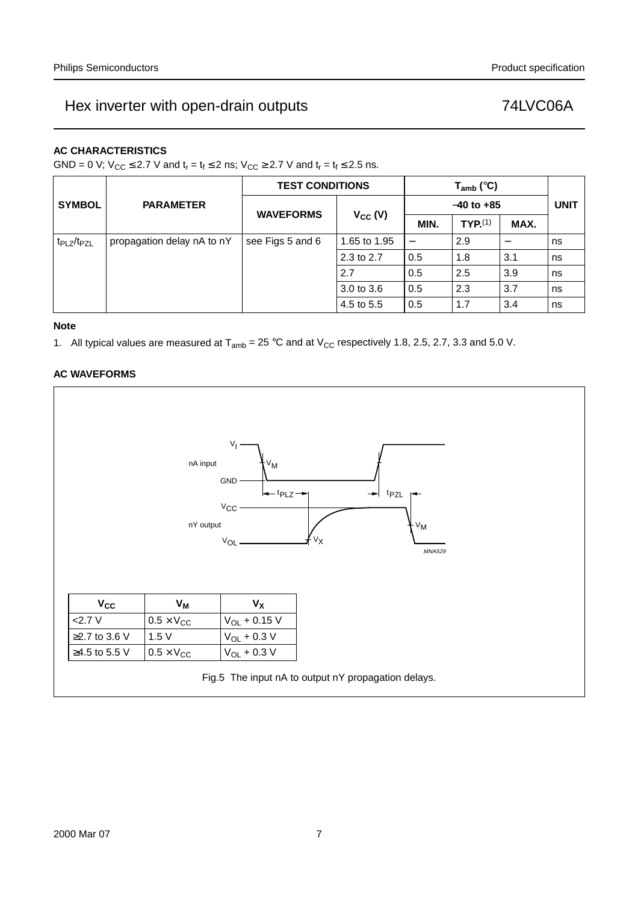## AC CHARACTERISTICS

GND = 0 V; $V_{CC} \leq 2.7$ V and $t_r = t_f \leq 2$ ns; $V_{CC} \geq 2.7$ V and $t_r = t_f \leq 2.5$ ns.

| SYMBOL | PARAMETER | TEST CONDITIONS | | $T_{amb}$ (°C) | | | UNIT |
|---|---|---|---|---|---|---|---|
| | | WAVEFORMS | $V_{CC}$ (V) | −40 to +85 | | | |
| | | | | MIN. | TYP.[1] | MAX. | |
| $t_{PLZ}/t_{PZL}$ | propagation delay nA to nY | see Figs 5 and 6 | 1.65 to 1.95 | − | 2.9 | − | ns |
| | | | 2.3 to 2.7 | 0.5 | 1.8 | 3.1 | ns |
| | | | 2.7 | 0.5 | 2.5 | 3.9 | ns |
| | | | 3.0 to 3.6 | 0.5 | 2.3 | 3.7 | ns |
| | | | 4.5 to 5.5 | 0.5 | 1.7 | 3.4 | ns |

### Note

1. All typical values are measured at $T_{amb}$ = 25 °C and at $V_{CC}$ respectively 1.8, 2.5, 2.7, 3.3 and 5.0 V.

## AC WAVEFORMS

| $V_{CC}$ | $V_M$ | $V_X$ |
|---|---|---|
| <2.7 V | 0.5 × $V_{CC}$ | $V_{OL}$ + 0.15 V |
| ≥2.7 to 3.6 V | 1.5 V | $V_{OL}$ + 0.3 V |
| ≥4.5 to 5.5 V | 0.5 × $V_{CC}$ | $V_{OL}$ + 0.3 V |

Fig.5 The input nA to output nY propagation delays.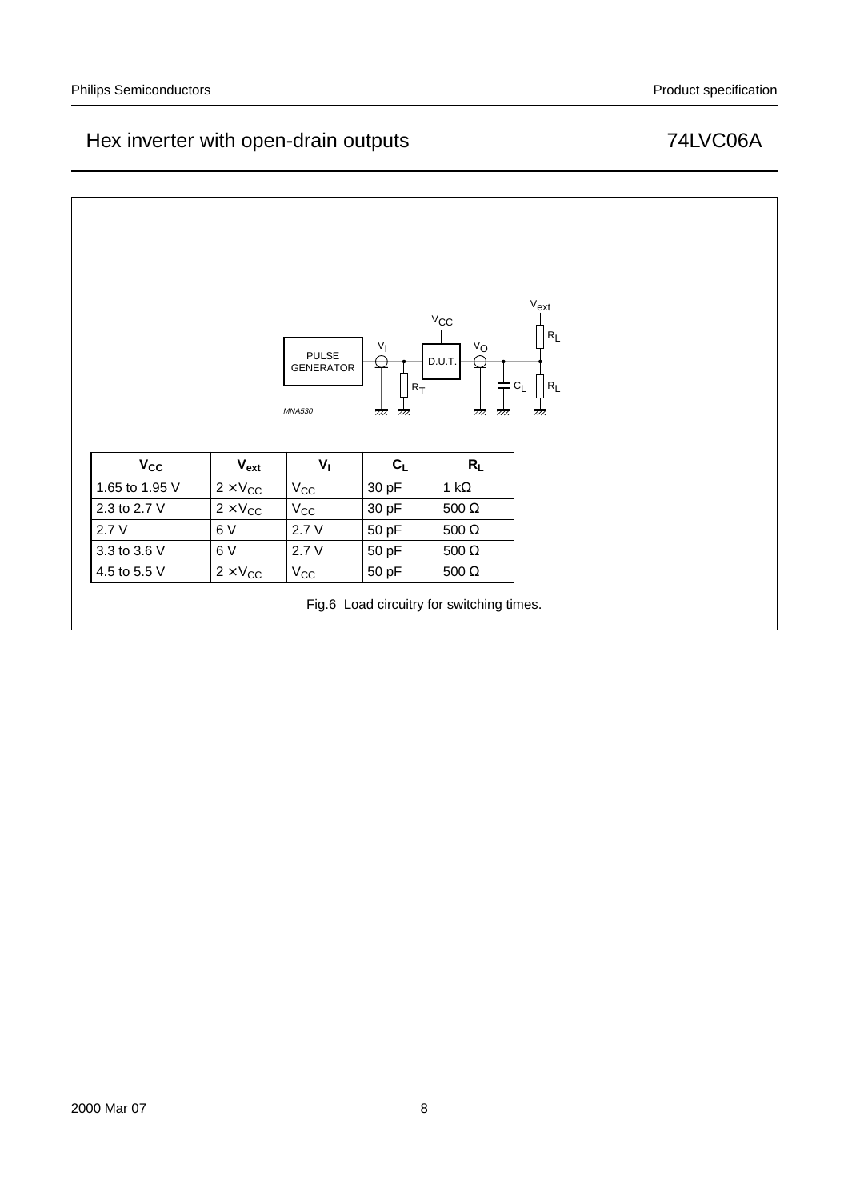| $V_{CC}$ | $V_{ext}$ | $V_I$ | $C_L$ | $R_L$ |
|---|---|---|---|---|
| 1.65 to 1.95 V | $2 \times V_{CC}$ | $V_{CC}$ | 30 pF | 1 kΩ |
| 2.3 to 2.7 V | $2 \times V_{CC}$ | $V_{CC}$ | 30 pF | 500 Ω |
| 2.7 V | 6 V | 2.7 V | 50 pF | 500 Ω |
| 3.3 to 3.6 V | 6 V | 2.7 V | 50 pF | 500 Ω |
| 4.5 to 5.5 V | $2 \times V_{CC}$ | $V_{CC}$ | 50 pF | 500 Ω |

Fig.6 Load circuitry for switching times.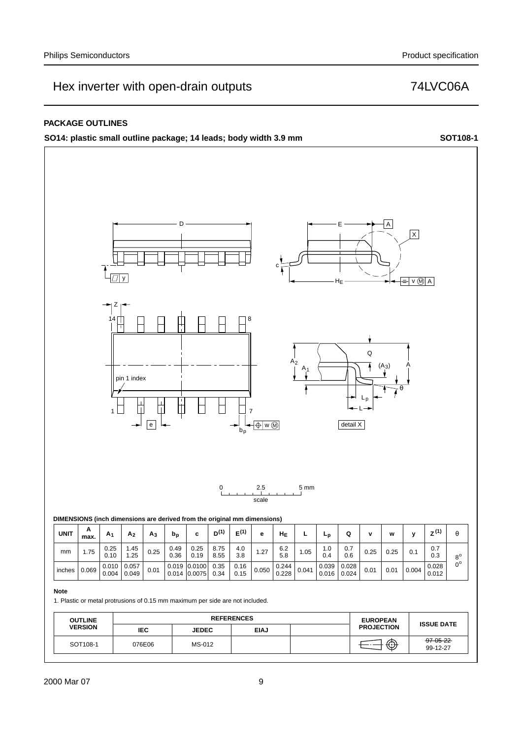## PACKAGE OUTLINES

**SO14: plastic small outline package; 14 leads; body width 3.9 mm** **SOT108-1**

**DIMENSIONS (inch dimensions are derived from the original mm dimensions)**

| UNIT | A max. | $A_1$ | $A_2$ | $A_3$ | $b_p$ | c | $D^{(1)}$ | $E^{(1)}$ | e | $H_E$ | L | $L_p$ | Q | v | w | y | $Z^{(1)}$ | θ |
|---|---|---|---|---|---|---|---|---|---|---|---|---|---|---|---|---|---|---|
| mm | 1.75 | 0.25<br>0.10 | 1.45<br>1.25 | 0.25 | 0.49<br>0.36 | 0.25<br>0.19 | 8.75<br>8.55 | 4.0<br>3.8 | 1.27 | 6.2<br>5.8 | 1.05 | 1.0<br>0.4 | 0.7<br>0.6 | 0.25 | 0.25 | 0.1 | 0.7<br>0.3 | 8°<br>0° |
| inches | 0.069 | 0.010<br>0.004 | 0.057<br>0.049 | 0.01 | 0.019<br>0.014 | 0.0100<br>0.0075 | 0.35<br>0.34 | 0.16<br>0.15 | 0.050 | 0.244<br>0.228 | 0.041 | 0.039<br>0.016 | 0.028<br>0.024 | 0.01 | 0.01 | 0.004 | 0.028<br>0.012 | |

**Note**

1. Plastic or metal protrusions of 0.15 mm maximum per side are not included.

| OUTLINE VERSION | REFERENCES | | | | EUROPEAN PROJECTION | ISSUE DATE |
|---|---|---|---|---|---|---|
| | IEC | JEDEC | EIAJ | | | |
| SOT108-1 | 076E06 | MS-012 | | | | ~~97-05-22~~<br>99-12-27 |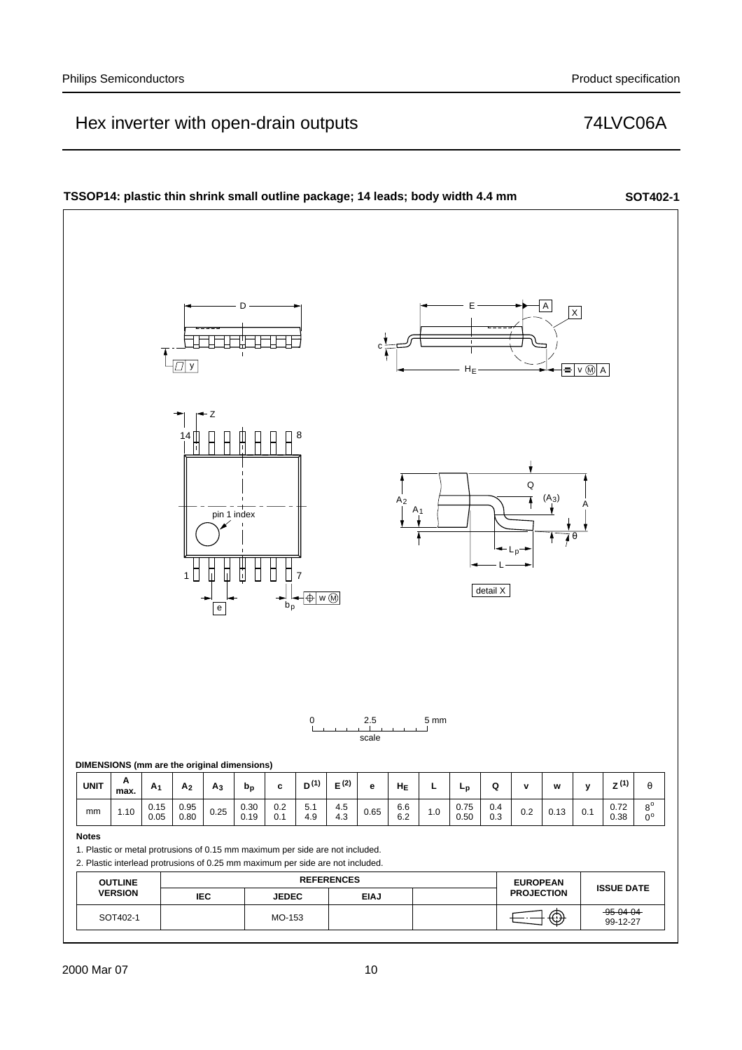## TSSOP14: plastic thin shrink small outline package; 14 leads; body width 4.4 mm — SOT402-1

DIMENSIONS (mm are the original dimensions)

| UNIT | A max. | $A_1$ | $A_2$ | $A_3$ | $b_p$ | c | $D^{(1)}$ | $E^{(2)}$ | e | $H_E$ | L | $L_p$ | Q | v | w | y | $Z^{(1)}$ | θ |
|---|---|---|---|---|---|---|---|---|---|---|---|---|---|---|---|---|---|---|
| mm | 1.10 | 0.15<br>0.05 | 0.95<br>0.80 | 0.25 | 0.30<br>0.19 | 0.2<br>0.1 | 5.1<br>4.9 | 4.5<br>4.3 | 0.65 | 6.6<br>6.2 | 1.0 | 0.75<br>0.50 | 0.4<br>0.3 | 0.2 | 0.13 | 0.1 | 0.72<br>0.38 | 8°<br>0° |

**Notes**

1. Plastic or metal protrusions of 0.15 mm maximum per side are not included.
2. Plastic interlead protrusions of 0.25 mm maximum per side are not included.

| OUTLINE VERSION | REFERENCES | | | | EUROPEAN PROJECTION | ISSUE DATE |
|---|---|---|---|---|---|---|
| | IEC | JEDEC | EIAJ | | | |
| SOT402-1 | | MO-153 | | | | ~~95-04-04~~<br>99-12-27 |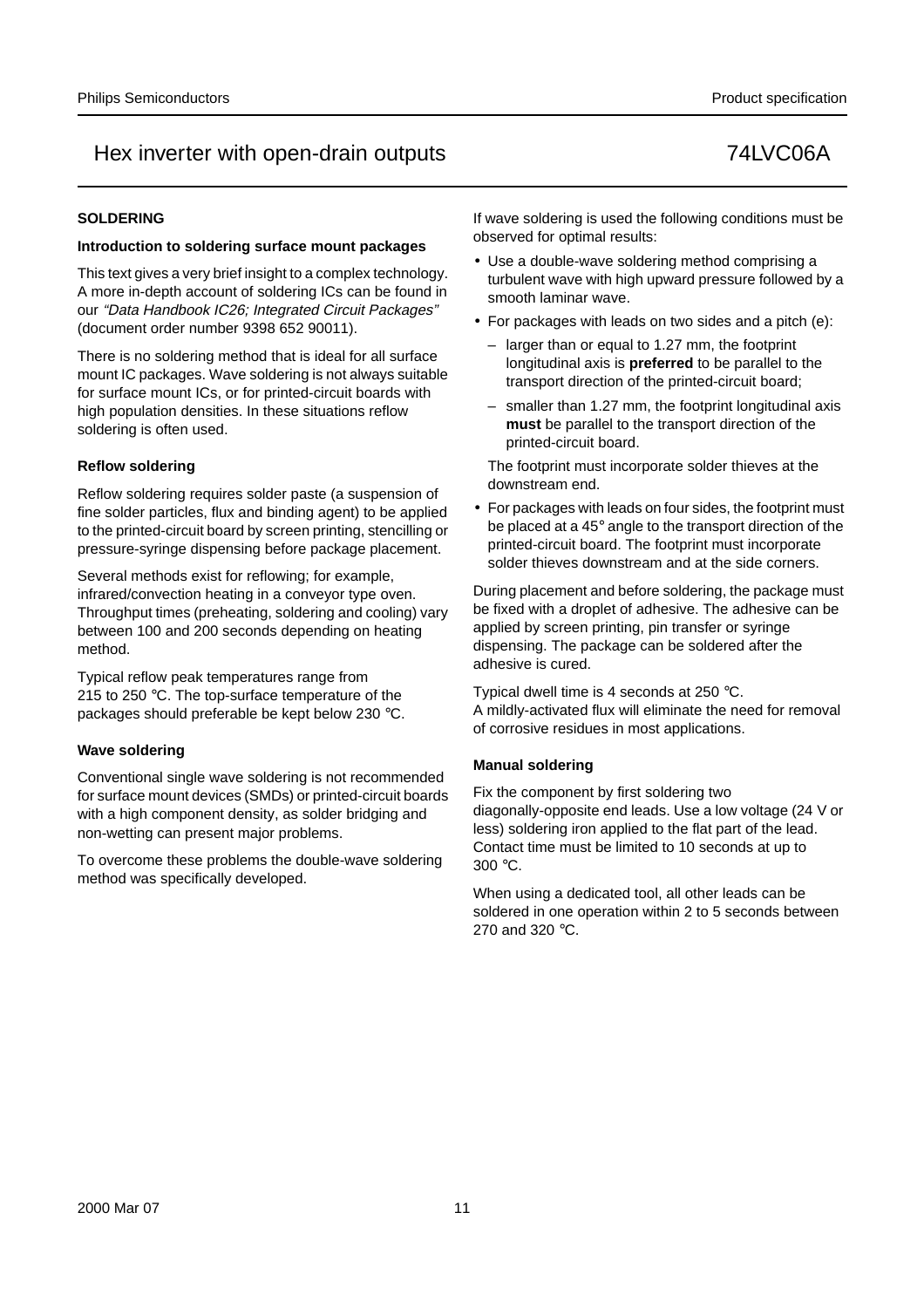## SOLDERING

### Introduction to soldering surface mount packages

This text gives a very brief insight to a complex technology. A more in-depth account of soldering ICs can be found in our *"Data Handbook IC26; Integrated Circuit Packages"* (document order number 9398 652 90011).

There is no soldering method that is ideal for all surface mount IC packages. Wave soldering is not always suitable for surface mount ICs, or for printed-circuit boards with high population densities. In these situations reflow soldering is often used.

### Reflow soldering

Reflow soldering requires solder paste (a suspension of fine solder particles, flux and binding agent) to be applied to the printed-circuit board by screen printing, stencilling or pressure-syringe dispensing before package placement.

Several methods exist for reflowing; for example, infrared/convection heating in a conveyor type oven. Throughput times (preheating, soldering and cooling) vary between 100 and 200 seconds depending on heating method.

Typical reflow peak temperatures range from 215 to 250 °C. The top-surface temperature of the packages should preferable be kept below 230 °C.

### Wave soldering

Conventional single wave soldering is not recommended for surface mount devices (SMDs) or printed-circuit boards with a high component density, as solder bridging and non-wetting can present major problems.

To overcome these problems the double-wave soldering method was specifically developed.

If wave soldering is used the following conditions must be observed for optimal results:

- Use a double-wave soldering method comprising a turbulent wave with high upward pressure followed by a smooth laminar wave.
- For packages with leads on two sides and a pitch (e):
  - larger than or equal to 1.27 mm, the footprint longitudinal axis is **preferred** to be parallel to the transport direction of the printed-circuit board;
  - smaller than 1.27 mm, the footprint longitudinal axis **must** be parallel to the transport direction of the printed-circuit board.

  The footprint must incorporate solder thieves at the downstream end.
- For packages with leads on four sides, the footprint must be placed at a 45° angle to the transport direction of the printed-circuit board. The footprint must incorporate solder thieves downstream and at the side corners.

During placement and before soldering, the package must be fixed with a droplet of adhesive. The adhesive can be applied by screen printing, pin transfer or syringe dispensing. The package can be soldered after the adhesive is cured.

Typical dwell time is 4 seconds at 250 °C.
A mildly-activated flux will eliminate the need for removal of corrosive residues in most applications.

### Manual soldering

Fix the component by first soldering two diagonally-opposite end leads. Use a low voltage (24 V or less) soldering iron applied to the flat part of the lead. Contact time must be limited to 10 seconds at up to 300 °C.

When using a dedicated tool, all other leads can be soldered in one operation within 2 to 5 seconds between 270 and 320 °C.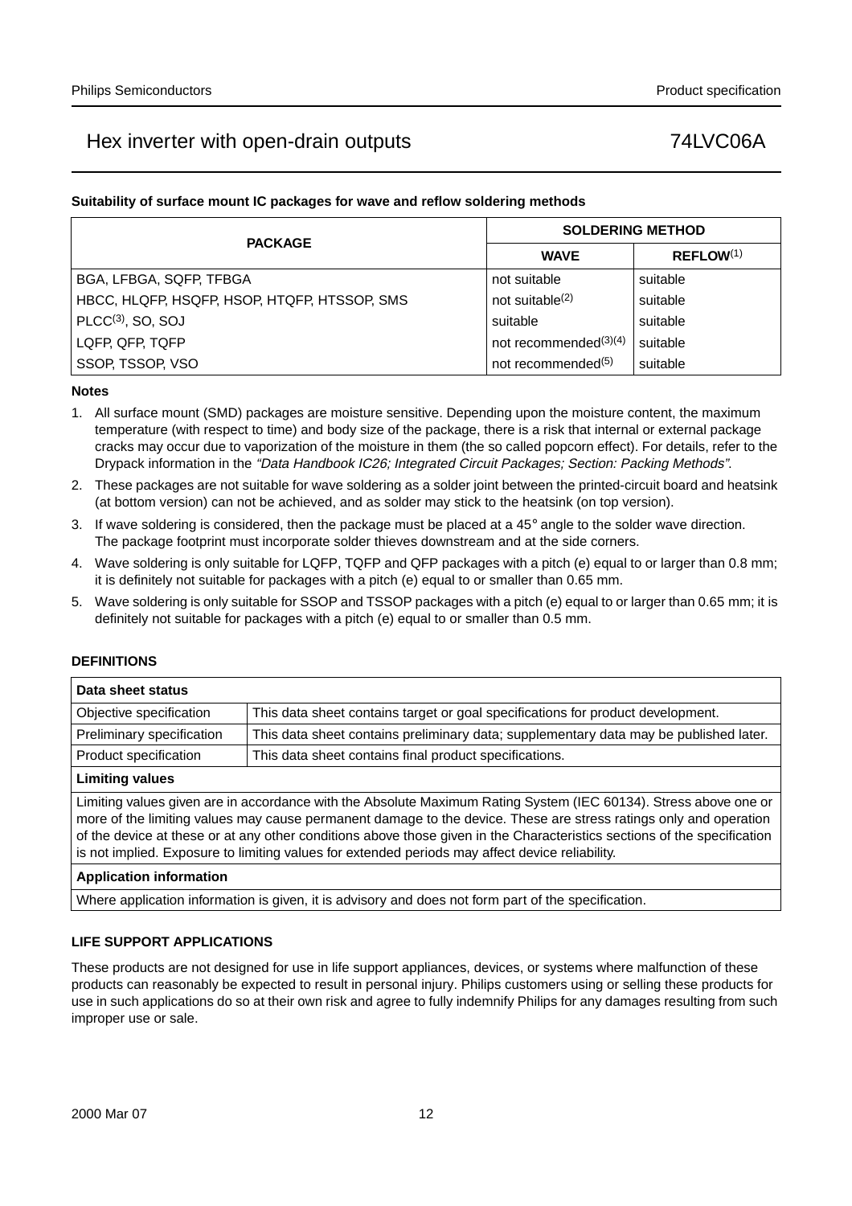#### Suitability of surface mount IC packages for wave and reflow soldering methods

| PACKAGE | SOLDERING METHOD | |
|---|---|---|
| | WAVE | REFLOW[1] |
| BGA, LFBGA, SQFP, TFBGA | not suitable | suitable |
| HBCC, HLQFP, HSQFP, HSOP, HTQFP, HTSSOP, SMS | not suitable[2] | suitable |
| PLCC[3], SO, SOJ | suitable | suitable |
| LQFP, QFP, TQFP | not recommended[3][4] | suitable |
| SSOP, TSSOP, VSO | not recommended[5] | suitable |

#### Notes

1. All surface mount (SMD) packages are moisture sensitive. Depending upon the moisture content, the maximum temperature (with respect to time) and body size of the package, there is a risk that internal or external package cracks may occur due to vaporization of the moisture in them (the so called popcorn effect). For details, refer to the Drypack information in the *"Data Handbook IC26; Integrated Circuit Packages; Section: Packing Methods"*.
2. These packages are not suitable for wave soldering as a solder joint between the printed-circuit board and heatsink (at bottom version) can not be achieved, and as solder may stick to the heatsink (on top version).
3. If wave soldering is considered, then the package must be placed at a 45° angle to the solder wave direction. The package footprint must incorporate solder thieves downstream and at the side corners.
4. Wave soldering is only suitable for LQFP, TQFP and QFP packages with a pitch (e) equal to or larger than 0.8 mm; it is definitely not suitable for packages with a pitch (e) equal to or smaller than 0.65 mm.
5. Wave soldering is only suitable for SSOP and TSSOP packages with a pitch (e) equal to or larger than 0.65 mm; it is definitely not suitable for packages with a pitch (e) equal to or smaller than 0.5 mm.

## DEFINITIONS

| Data sheet status | |
|---|---|
| Objective specification | This data sheet contains target or goal specifications for product development. |
| Preliminary specification | This data sheet contains preliminary data; supplementary data may be published later. |
| Product specification | This data sheet contains final product specifications. |

**Limiting values**

Limiting values given are in accordance with the Absolute Maximum Rating System (IEC 60134). Stress above one or more of the limiting values may cause permanent damage to the device. These are stress ratings only and operation of the device at these or at any other conditions above those given in the Characteristics sections of the specification is not implied. Exposure to limiting values for extended periods may affect device reliability.

**Application information**

Where application information is given, it is advisory and does not form part of the specification.

## LIFE SUPPORT APPLICATIONS

These products are not designed for use in life support appliances, devices, or systems where malfunction of these products can reasonably be expected to result in personal injury. Philips customers using or selling these products for use in such applications do so at their own risk and agree to fully indemnify Philips for any damages resulting from such improper use or sale.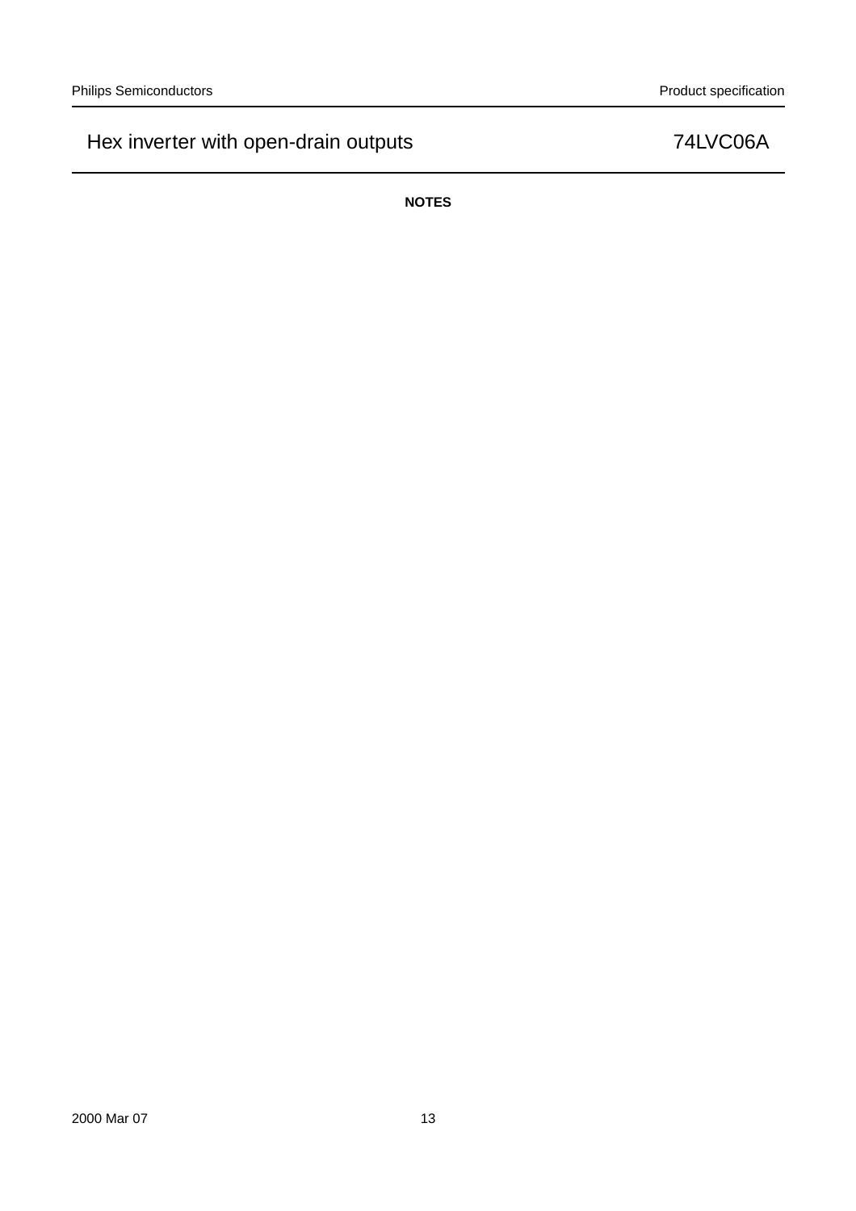**NOTES**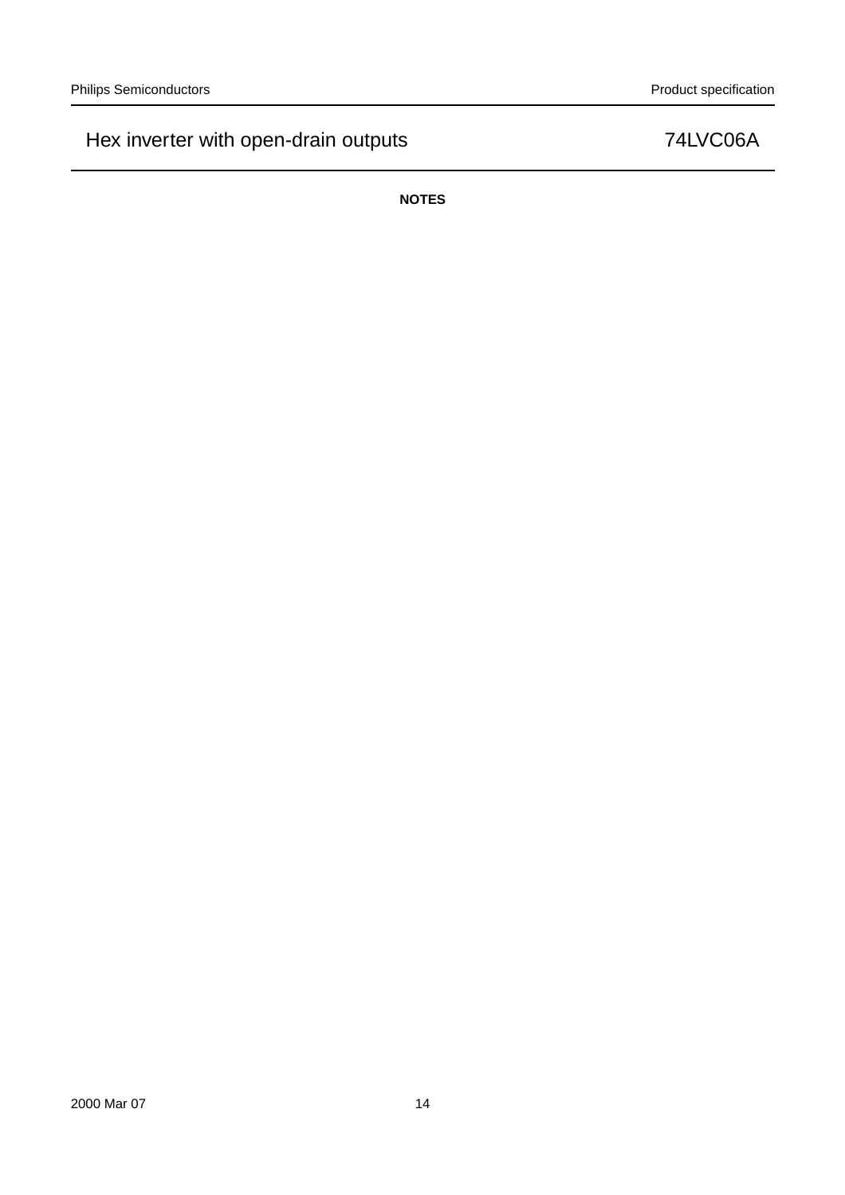**NOTES**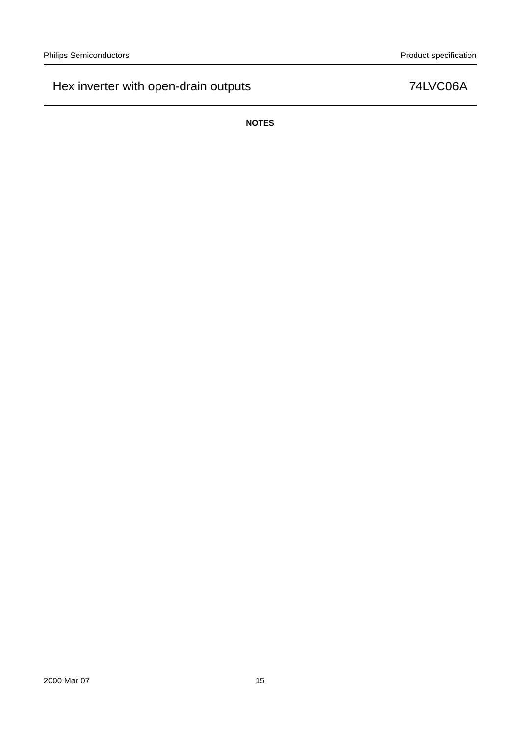**NOTES**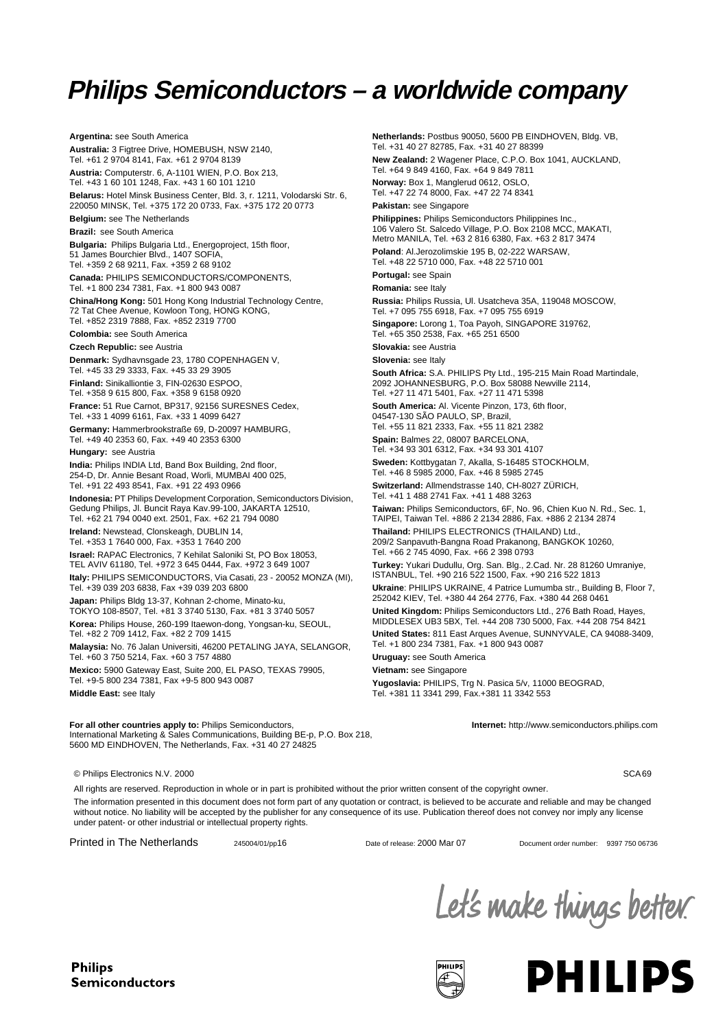# Philips Semiconductors – a worldwide company

**Argentina:** see South America

**Australia:** 3 Figtree Drive, HOMEBUSH, NSW 2140,
Tel. +61 2 9704 8141, Fax. +61 2 9704 8139

**Austria:** Computerstr. 6, A-1101 WIEN, P.O. Box 213,
Tel. +43 1 60 101 1248, Fax. +43 1 60 101 1210

**Belarus:** Hotel Minsk Business Center, Bld. 3, r. 1211, Volodarski Str. 6,
220050 MINSK, Tel. +375 172 20 0733, Fax. +375 172 20 0773

**Belgium:** see The Netherlands

**Brazil:** see South America

**Bulgaria:** Philips Bulgaria Ltd., Energoproject, 15th floor,
51 James Bourchier Blvd., 1407 SOFIA,
Tel. +359 2 68 9211, Fax. +359 2 68 9102

**Canada:** PHILIPS SEMICONDUCTORS/COMPONENTS,
Tel. +1 800 234 7381, Fax. +1 800 943 0087

**China/Hong Kong:** 501 Hong Kong Industrial Technology Centre,
72 Tat Chee Avenue, Kowloon Tong, HONG KONG,
Tel. +852 2319 7888, Fax. +852 2319 7700

**Colombia:** see South America

**Czech Republic:** see Austria

**Denmark:** Sydhavnsgade 23, 1780 COPENHAGEN V,
Tel. +45 33 29 3333, Fax. +45 33 29 3905

**Finland:** Sinikalliontie 3, FIN-02630 ESPOO,
Tel. +358 9 615 800, Fax. +358 9 6158 0920

**France:** 51 Rue Carnot, BP317, 92156 SURESNES Cedex,
Tel. +33 1 4099 6161, Fax. +33 1 4099 6427

**Germany:** Hammerbrookstraße 69, D-20097 HAMBURG,
Tel. +49 40 2353 60, Fax. +49 40 2353 6300

**Hungary:** see Austria

**India:** Philips INDIA Ltd, Band Box Building, 2nd floor,
254-D, Dr. Annie Besant Road, Worli, MUMBAI 400 025,
Tel. +91 22 493 8541, Fax. +91 22 493 0966

**Indonesia:** PT Philips Development Corporation, Semiconductors Division,
Gedung Philips, Jl. Buncit Raya Kav.99-100, JAKARTA 12510,
Tel. +62 21 794 0040 ext. 2501, Fax. +62 21 794 0080

**Ireland:** Newstead, Clonskeagh, DUBLIN 14,
Tel. +353 1 7640 000, Fax. +353 1 7640 200

**Israel:** RAPAC Electronics, 7 Kehilat Saloniki St, PO Box 18053,
TEL AVIV 61180, Tel. +972 3 645 0444, Fax. +972 3 649 1007

**Italy:** PHILIPS SEMICONDUCTORS, Via Casati, 23 - 20052 MONZA (MI),
Tel. +39 039 203 6838, Fax +39 039 203 6800

**Japan:** Philips Bldg 13-37, Kohnan 2-chome, Minato-ku,
TOKYO 108-8507, Tel. +81 3 3740 5130, Fax. +81 3 3740 5057

**Korea:** Philips House, 260-199 Itaewon-dong, Yongsan-ku, SEOUL,
Tel. +82 2 709 1412, Fax. +82 2 709 1415

**Malaysia:** No. 76 Jalan Universiti, 46200 PETALING JAYA, SELANGOR,
Tel. +60 3 750 5214, Fax. +60 3 757 4880

**Mexico:** 5900 Gateway East, Suite 200, EL PASO, TEXAS 79905,
Tel. +9-5 800 234 7381, Fax +9-5 800 943 0087

**Middle East:** see Italy

**Netherlands:** Postbus 90050, 5600 PB EINDHOVEN, Bldg. VB,
Tel. +31 40 27 82785, Fax. +31 40 27 88399

**New Zealand:** 2 Wagener Place, C.P.O. Box 1041, AUCKLAND,
Tel. +64 9 849 4160, Fax. +64 9 849 7811

**Norway:** Box 1, Manglerud 0612, OSLO,
Tel. +47 22 74 8000, Fax. +47 22 74 8341

**Pakistan:** see Singapore

**Philippines:** Philips Semiconductors Philippines Inc.,
106 Valero St. Salcedo Village, P.O. Box 2108 MCC, MAKATI,
Metro MANILA, Tel. +63 2 816 6380, Fax. +63 2 817 3474

**Poland**: Al.Jerozolimskie 195 B, 02-222 WARSAW,
Tel. +48 22 5710 000, Fax. +48 22 5710 001

**Portugal:** see Spain

**Romania:** see Italy

**Russia:** Philips Russia, Ul. Usatcheva 35A, 119048 MOSCOW,
Tel. +7 095 755 6918, Fax. +7 095 755 6919

**Singapore:** Lorong 1, Toa Payoh, SINGAPORE 319762,
Tel. +65 350 2538, Fax. +65 251 6500

**Slovakia:** see Austria

**Slovenia:** see Italy

**South Africa:** S.A. PHILIPS Pty Ltd., 195-215 Main Road Martindale,
2092 JOHANNESBURG, P.O. Box 58088 Newville 2114,
Tel. +27 11 471 5401, Fax. +27 11 471 5398

**South America:** Al. Vicente Pinzon, 173, 6th floor,
04547-130 SÃO PAULO, SP, Brazil,
Tel. +55 11 821 2333, Fax. +55 11 821 2382

**Spain:** Balmes 22, 08007 BARCELONA,
Tel. +34 93 301 6312, Fax. +34 93 301 4107

**Sweden:** Kottbygatan 7, Akalla, S-16485 STOCKHOLM,
Tel. +46 8 5985 2000, Fax. +46 8 5985 2745

**Switzerland:** Allmendstrasse 140, CH-8027 ZÜRICH,
Tel. +41 1 488 2741 Fax. +41 1 488 3263

**Taiwan:** Philips Semiconductors, 6F, No. 96, Chien Kuo N. Rd., Sec. 1,
TAIPEI, Taiwan Tel. +886 2 2134 2886, Fax. +886 2 2134 2874

**Thailand:** PHILIPS ELECTRONICS (THAILAND) Ltd.,
209/2 Sanpavuth-Bangna Road Prakanong, BANGKOK 10260,
Tel. +66 2 745 4090, Fax. +66 2 398 0793

**Turkey:** Yukari Dudullu, Org. San. Blg., 2.Cad. Nr. 28 81260 Umraniye,
ISTANBUL, Tel. +90 216 522 1500, Fax. +90 216 522 1813

**Ukraine**: PHILIPS UKRAINE, 4 Patrice Lumumba str., Building B, Floor 7,
252042 KIEV, Tel. +380 44 264 2776, Fax. +380 44 268 0461

**United Kingdom:** Philips Semiconductors Ltd., 276 Bath Road, Hayes,
MIDDLESEX UB3 5BX, Tel. +44 208 730 5000, Fax. +44 208 754 8421

**United States:** 811 East Arques Avenue, SUNNYVALE, CA 94088-3409,
Tel. +1 800 234 7381, Fax. +1 800 943 0087

**Uruguay:** see South America

**Vietnam:** see Singapore

**Yugoslavia:** PHILIPS, Trg N. Pasica 5/v, 11000 BEOGRAD,
Tel. +381 11 3341 299, Fax.+381 11 3342 553

**For all other countries apply to:** Philips Semiconductors,
International Marketing & Sales Communications, Building BE-p, P.O. Box 218,
5600 MD EINDHOVEN, The Netherlands, Fax. +31 40 27 24825

**Internet:** http://www.semiconductors.philips.com

© Philips Electronics N.V. 2000 SCA69

All rights are reserved. Reproduction in whole or in part is prohibited without the prior written consent of the copyright owner.

The information presented in this document does not form part of any quotation or contract, is believed to be accurate and reliable and may be changed without notice. No liability will be accepted by the publisher for any consequence of its use. Publication thereof does not convey nor imply any license under patent- or other industrial or intellectual property rights.

Printed in The Netherlands 245004/01/pp16 Date of release: 2000 Mar 07 Document order number: 9397 750 06736

Let's make things better.

Philips Semiconductors

PHILIPS